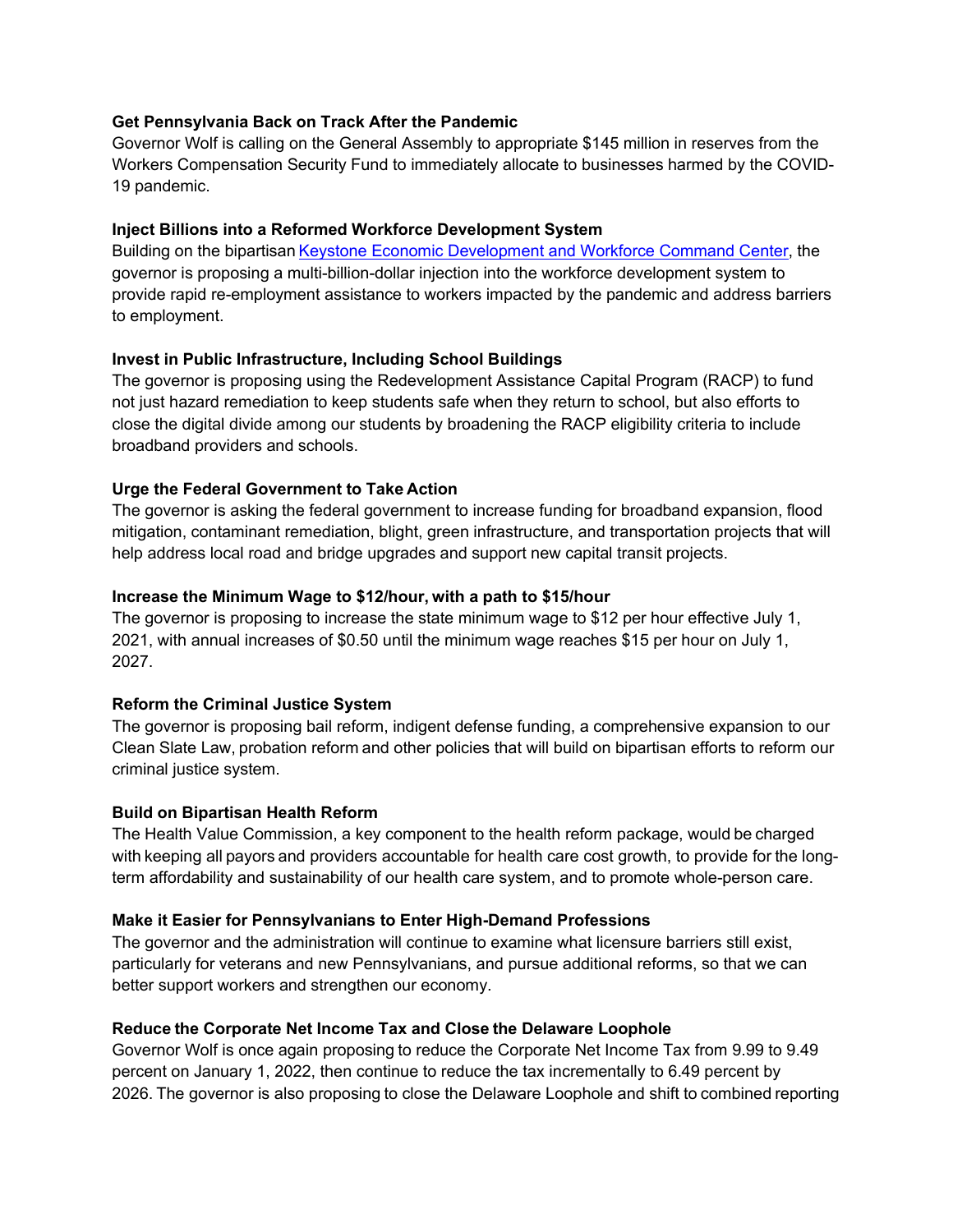**Get Pennsylvania Back on Track After the Pandemic**

Governor Wolf is calling on the General Assembly to appropriate $145 million in reserves from the Workers Compensation Security Fund to immediately allocate to businesses harmed by the COVID-19 pandemic.

**Inject Billions into a Reformed Workforce Development System**

Building on the bipartisan [Keystone Economic Development and Workforce Command Center](), the governor is proposing a multi-billion-dollar injection into the workforce development system to provide rapid re-employment assistance to workers impacted by the pandemic and address barriers to employment.

**Invest in Public Infrastructure, Including School Buildings**

The governor is proposing using the Redevelopment Assistance Capital Program (RACP) to fund not just hazard remediation to keep students safe when they return to school, but also efforts to close the digital divide among our students by broadening the RACP eligibility criteria to include broadband providers and schools.

**Urge the Federal Government to Take Action**

The governor is asking the federal government to increase funding for broadband expansion, flood mitigation, contaminant remediation, blight, green infrastructure, and transportation projects that will help address local road and bridge upgrades and support new capital transit projects.

**Increase the Minimum Wage to $12/hour, with a path to $15/hour**

The governor is proposing to increase the state minimum wage to $12 per hour effective July 1, 2021, with annual increases of $0.50 until the minimum wage reaches $15 per hour on July 1, 2027.

**Reform the Criminal Justice System**

The governor is proposing bail reform, indigent defense funding, a comprehensive expansion to our Clean Slate Law, probation reform and other policies that will build on bipartisan efforts to reform our criminal justice system.

**Build on Bipartisan Health Reform**

The Health Value Commission, a key component to the health reform package, would be charged with keeping all payors and providers accountable for health care cost growth, to provide for the long-term affordability and sustainability of our health care system, and to promote whole-person care.

**Make it Easier for Pennsylvanians to Enter High-Demand Professions**

The governor and the administration will continue to examine what licensure barriers still exist, particularly for veterans and new Pennsylvanians, and pursue additional reforms, so that we can better support workers and strengthen our economy.

**Reduce the Corporate Net Income Tax and Close the Delaware Loophole**

Governor Wolf is once again proposing to reduce the Corporate Net Income Tax from 9.99 to 9.49 percent on January 1, 2022, then continue to reduce the tax incrementally to 6.49 percent by 2026. The governor is also proposing to close the Delaware Loophole and shift to combined reporting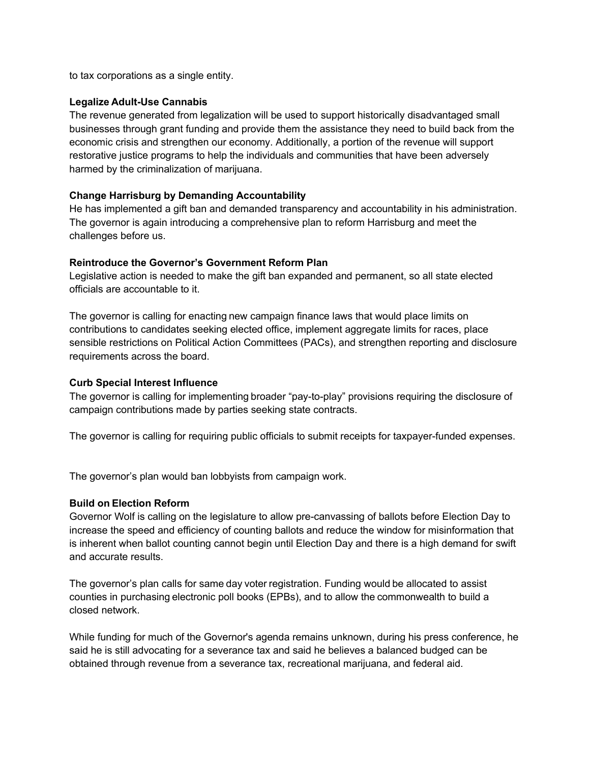to tax corporations as a single entity.

**Legalize Adult-Use Cannabis**
The revenue generated from legalization will be used to support historically disadvantaged small businesses through grant funding and provide them the assistance they need to build back from the economic crisis and strengthen our economy. Additionally, a portion of the revenue will support restorative justice programs to help the individuals and communities that have been adversely harmed by the criminalization of marijuana.

**Change Harrisburg by Demanding Accountability**
He has implemented a gift ban and demanded transparency and accountability in his administration. The governor is again introducing a comprehensive plan to reform Harrisburg and meet the challenges before us.

**Reintroduce the Governor's Government Reform Plan**
Legislative action is needed to make the gift ban expanded and permanent, so all state elected officials are accountable to it.

The governor is calling for enacting new campaign finance laws that would place limits on contributions to candidates seeking elected office, implement aggregate limits for races, place sensible restrictions on Political Action Committees (PACs), and strengthen reporting and disclosure requirements across the board.

**Curb Special Interest Influence**
The governor is calling for implementing broader "pay-to-play" provisions requiring the disclosure of campaign contributions made by parties seeking state contracts.

The governor is calling for requiring public officials to submit receipts for taxpayer-funded expenses.

The governor's plan would ban lobbyists from campaign work.

**Build on Election Reform**
Governor Wolf is calling on the legislature to allow pre-canvassing of ballots before Election Day to increase the speed and efficiency of counting ballots and reduce the window for misinformation that is inherent when ballot counting cannot begin until Election Day and there is a high demand for swift and accurate results.

The governor's plan calls for same day voter registration. Funding would be allocated to assist counties in purchasing electronic poll books (EPBs), and to allow the commonwealth to build a closed network.

While funding for much of the Governor's agenda remains unknown, during his press conference, he said he is still advocating for a severance tax and said he believes a balanced budged can be obtained through revenue from a severance tax, recreational marijuana, and federal aid.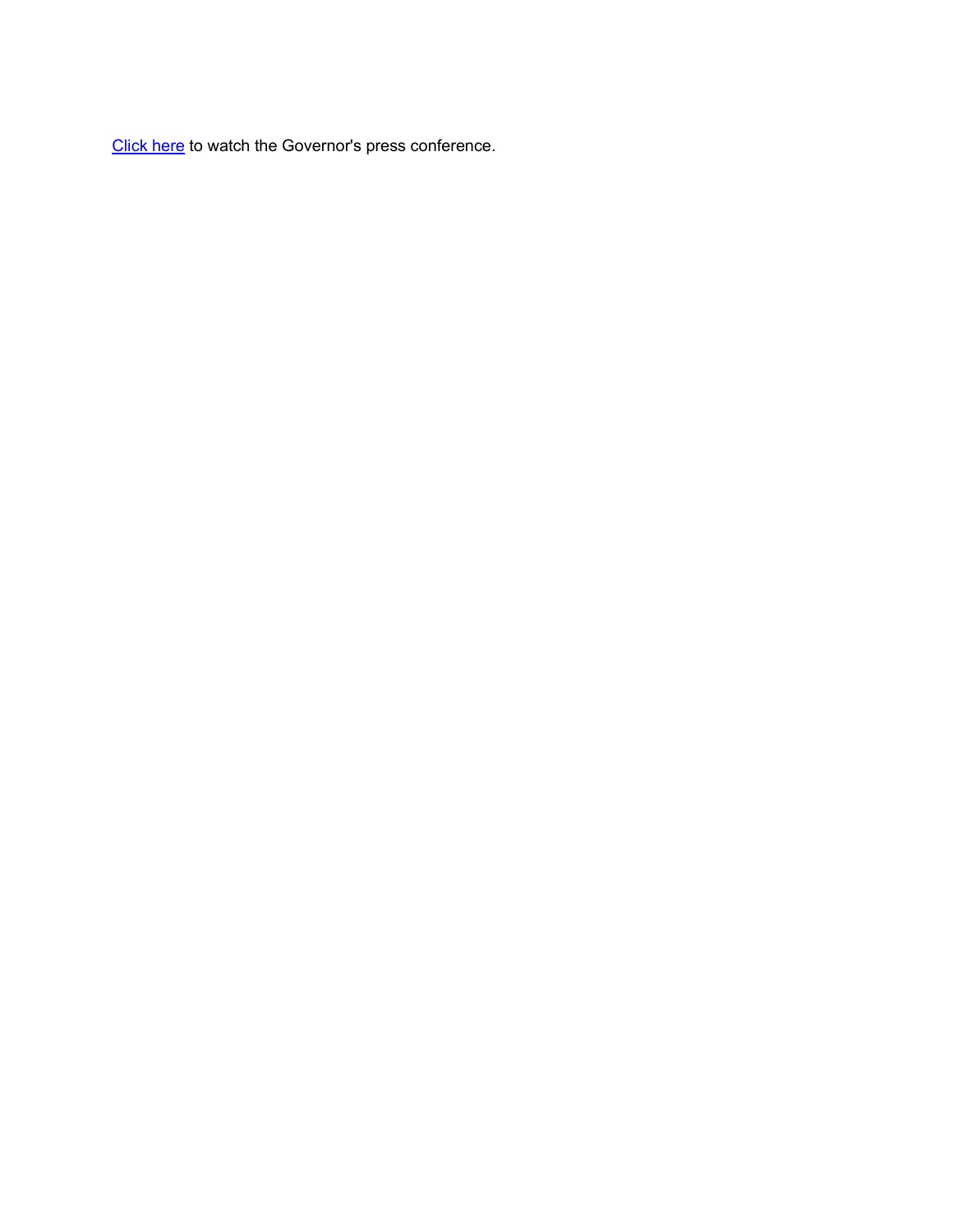Click here to watch the Governor's press conference.